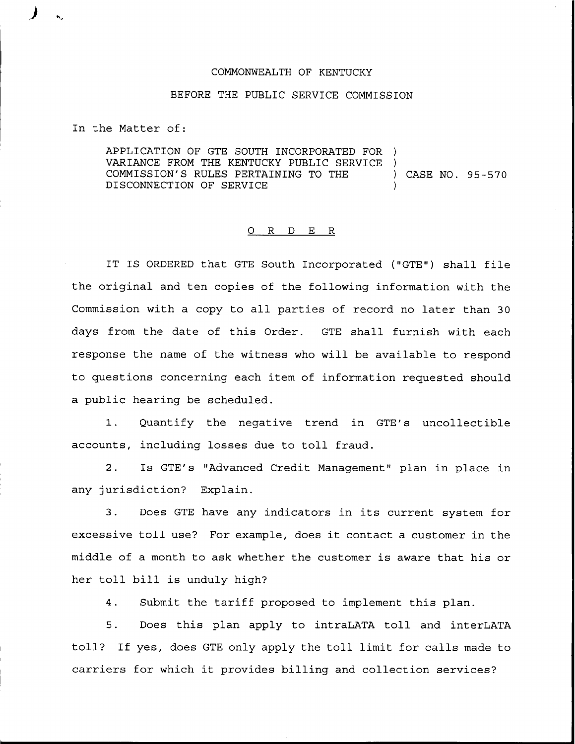COMMONWEALTH OF KENTUCKY

BEFORE THE PUBLIC SERVICE COMMISSION

In the Matter of:

APPLICATION OF GTE SOUTH INCORPORATED FOR )
VARIANCE FROM THE KENTUCKY PUBLIC SERVICE )
COMMISSION'S RULES PERTAINING TO THE ) CASE NO. 95-570
DISCONNECTION OF SERVICE )

O R D E R

IT IS ORDERED that GTE South Incorporated ("GTE") shall file the original and ten copies of the following information with the Commission with a copy to all parties of record no later than 30 days from the date of this Order. GTE shall furnish with each response the name of the witness who will be available to respond to questions concerning each item of information requested should a public hearing be scheduled.

1. Quantify the negative trend in GTE's uncollectible accounts, including losses due to toll fraud.

2. Is GTE's "Advanced Credit Management" plan in place in any jurisdiction? Explain.

3. Does GTE have any indicators in its current system for excessive toll use? For example, does it contact a customer in the middle of a month to ask whether the customer is aware that his or her toll bill is unduly high?

4. Submit the tariff proposed to implement this plan.

5. Does this plan apply to intraLATA toll and interLATA toll? If yes, does GTE only apply the toll limit for calls made to carriers for which it provides billing and collection services?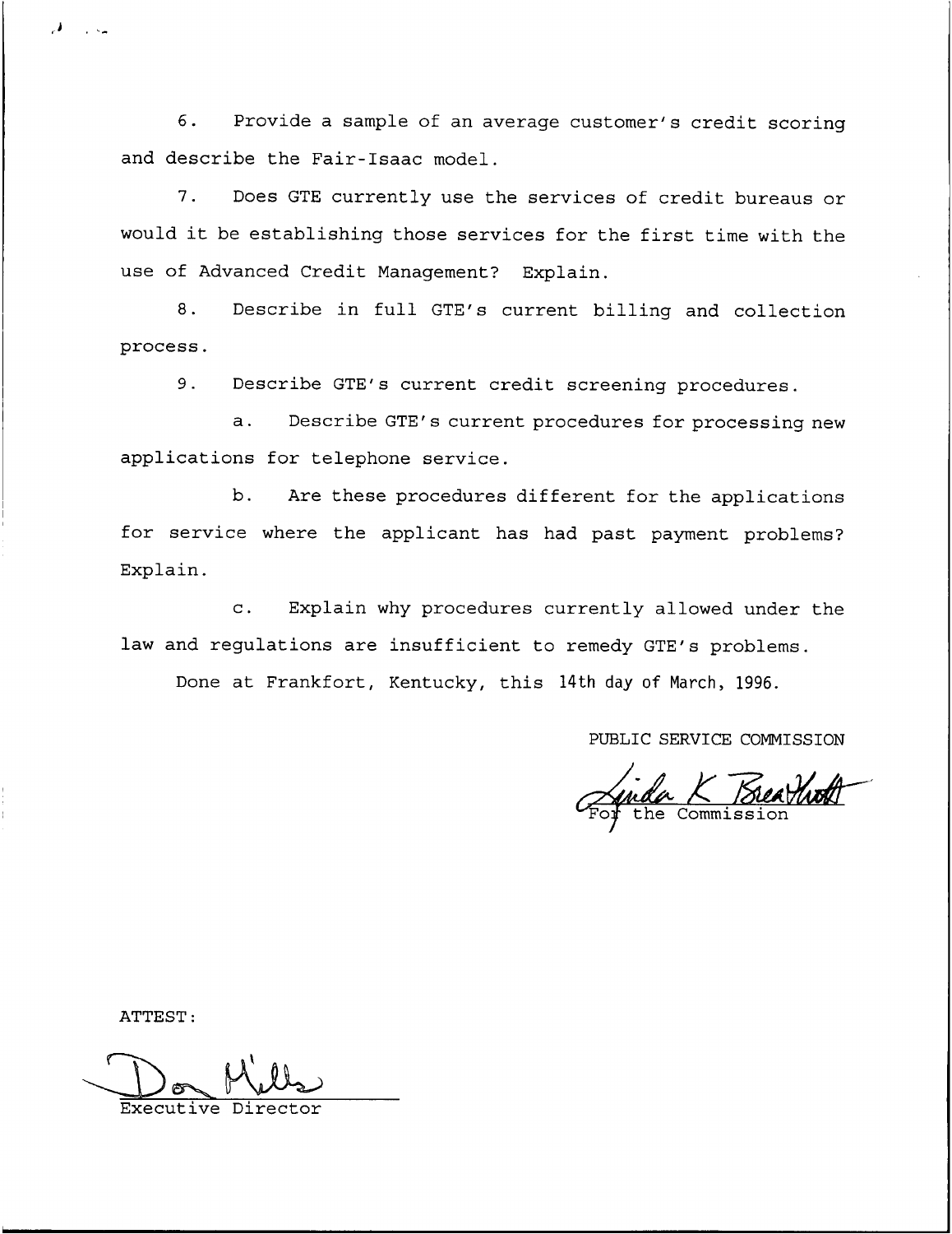6. Provide a sample of an average customer's credit scoring and describe the Fair-Isaac model.

7. Does GTE currently use the services of credit bureaus or would it be establishing those services for the first time with the use of Advanced Credit Management? Explain.

8. Describe in full GTE's current billing and collection process.

9. Describe GTE's current credit screening procedures.

a. Describe GTE's current procedures for processing new applications for telephone service.

b. Are these procedures different for the applications for service where the applicant has had past payment problems? Explain.

c. Explain why procedures currently allowed under the law and regulations are insufficient to remedy GTE's problems.

Done at Frankfort, Kentucky, this 14th day of March, 1996.

PUBLIC SERVICE COMMISSION

Linda K Breathitt
For the Commission

ATTEST:

Don Mills
Executive Director